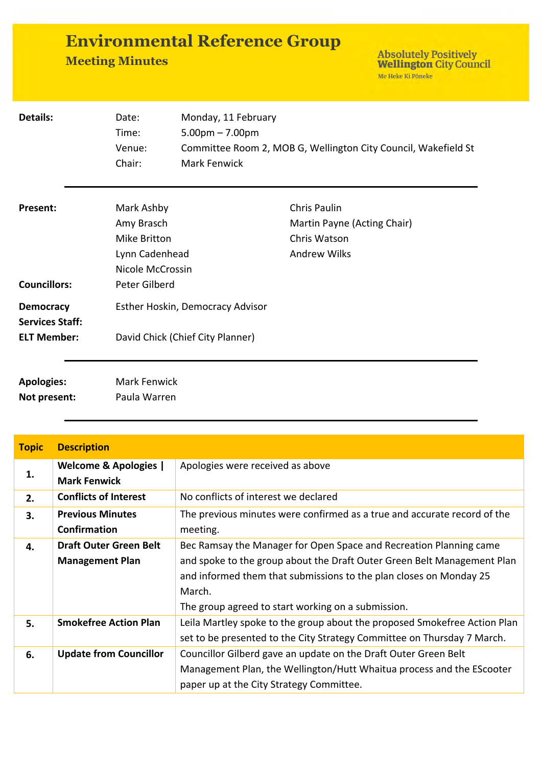# Environmental Reference Group

## Meeting Minutes

Absolutely Positively **Wellington** City Council
Me Heke Ki Pōneke

| | | |
|---|---|---|
| **Details:** | Date: | Monday, 11 February |
| | Time: | 5.00pm – 7.00pm |
| | Venue: | Committee Room 2, MOB G, Wellington City Council, Wakefield St |
| | Chair: | Mark Fenwick |

---

| | | |
|---|---|---|
| **Present:** | Mark Ashby | Chris Paulin |
| | Amy Brasch | Martin Payne (Acting Chair) |
| | Mike Britton | Chris Watson |
| | Lynn Cadenhead | Andrew Wilks |
| | Nicole McCrossin | |
| **Councillors:** | Peter Gilberd | |
| **Democracy Services Staff:** | Esther Hoskin, Democracy Advisor | |
| **ELT Member:** | David Chick (Chief City Planner) | |

---

| | |
|---|---|
| **Apologies:** | Mark Fenwick |
| **Not present:** | Paula Warren |

---

| Topic | Description | |
|---|---|---|
| **1.** | **Welcome & Apologies \| Mark Fenwick** | Apologies were received as above |
| **2.** | **Conflicts of Interest** | No conflicts of interest we declared |
| **3.** | **Previous Minutes Confirmation** | The previous minutes were confirmed as a true and accurate record of the meeting. |
| **4.** | **Draft Outer Green Belt Management Plan** | Bec Ramsay the Manager for Open Space and Recreation Planning came and spoke to the group about the Draft Outer Green Belt Management Plan and informed them that submissions to the plan closes on Monday 25 March.<br>The group agreed to start working on a submission. |
| **5.** | **Smokefree Action Plan** | Leila Martley spoke to the group about the proposed Smokefree Action Plan set to be presented to the City Strategy Committee on Thursday 7 March. |
| **6.** | **Update from Councillor** | Councillor Gilberd gave an update on the Draft Outer Green Belt Management Plan, the Wellington/Hutt Whaitua process and the EScooter paper up at the City Strategy Committee. |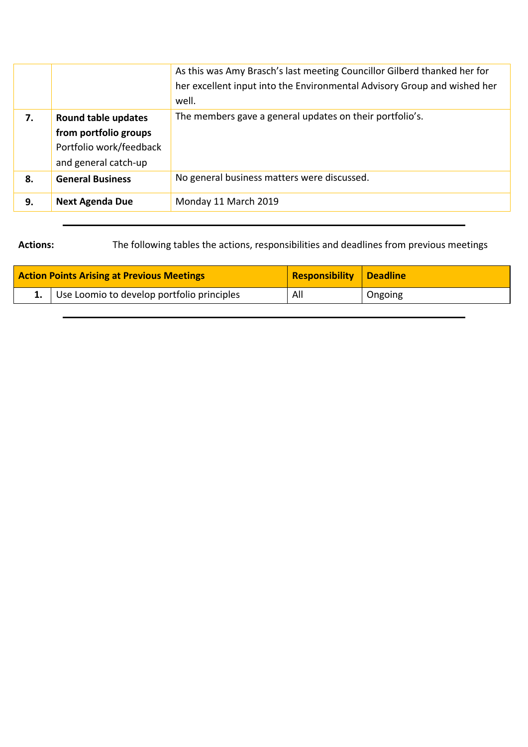| | | |
|---|---|---|
| | | As this was Amy Brasch's last meeting Councillor Gilberd thanked her for her excellent input into the Environmental Advisory Group and wished her well. |
| **7.** | **Round table updates from portfolio groups** Portfolio work/feedback and general catch-up | The members gave a general updates on their portfolio's. |
| **8.** | **General Business** | No general business matters were discussed. |
| **9.** | **Next Agenda Due** | Monday 11 March 2019 |

---

**Actions:** The following tables the actions, responsibilities and deadlines from previous meetings

| | **Action Points Arising at Previous Meetings** | **Responsibility** | **Deadline** |
|---|---|---|---|
| **1.** | Use Loomio to develop portfolio principles | All | Ongoing |

---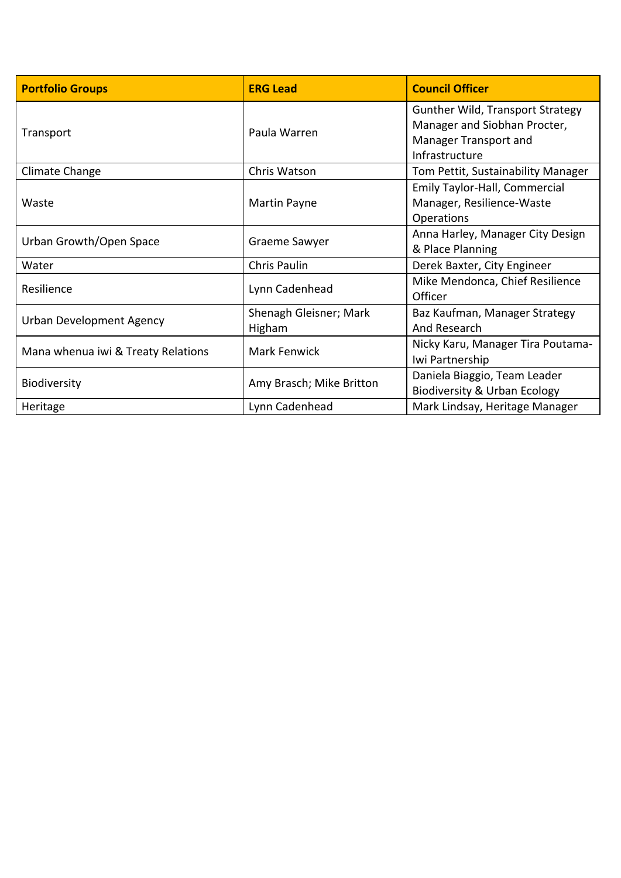| **Portfolio Groups** | **ERG Lead** | **Council Officer** |
|---|---|---|
| Transport | Paula Warren | Gunther Wild, Transport Strategy Manager and Siobhan Procter, Manager Transport and Infrastructure |
| Climate Change | Chris Watson | Tom Pettit, Sustainability Manager |
| Waste | Martin Payne | Emily Taylor-Hall, Commercial Manager, Resilience-Waste Operations |
| Urban Growth/Open Space | Graeme Sawyer | Anna Harley, Manager City Design & Place Planning |
| Water | Chris Paulin | Derek Baxter, City Engineer |
| Resilience | Lynn Cadenhead | Mike Mendonca, Chief Resilience Officer |
| Urban Development Agency | Shenagh Gleisner; Mark Higham | Baz Kaufman, Manager Strategy And Research |
| Mana whenua iwi & Treaty Relations | Mark Fenwick | Nicky Karu, Manager Tira Poutama-Iwi Partnership |
| Biodiversity | Amy Brasch; Mike Britton | Daniela Biaggio, Team Leader Biodiversity & Urban Ecology |
| Heritage | Lynn Cadenhead | Mark Lindsay, Heritage Manager |